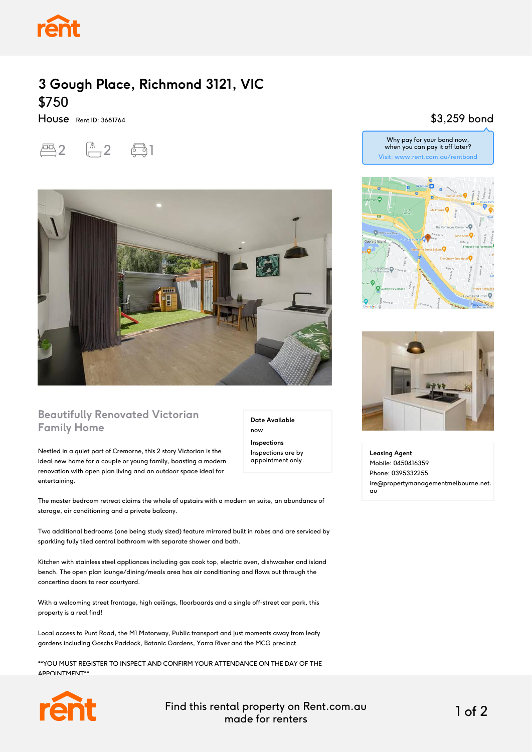# 3 Gough Place, Richmond 3121, VIC

## $750

House Rent ID: 3681764

2 bedrooms · 2 bathrooms · 1 car space

$3,259 bond

Why pay for your bond now, when you can pay it off later?
Visit: www.rent.com.au/rentbond

### Beautifully Renovated Victorian Family Home

**Date Available**
now

**Inspections**
Inspections are by appointment only

Nestled in a quiet part of Cremorne, this 2 story Victorian is the ideal new home for a couple or young family, boasting a modern renovation with open plan living and an outdoor space ideal for entertaining.

The master bedroom retreat claims the whole of upstairs with a modern en suite, an abundance of storage, air conditioning and a private balcony.

Two additional bedrooms (one being study sized) feature mirrored built in robes and are serviced by sparkling fully tiled central bathroom with separate shower and bath.

Kitchen with stainless steel appliances including gas cook top, electric oven, dishwasher and island bench. The open plan lounge/dining/meals area has air conditioning and flows out through the concertina doors to rear courtyard.

With a welcoming street frontage, high ceilings, floorboards and a single off-street car park, this property is a real find!

Local access to Punt Road, the M1 Motorway, Public transport and just moments away from leafy gardens including Goschs Paddock, Botanic Gardens, Yarra River and the MCG precinct.

**YOU MUST REGISTER TO INSPECT AND CONFIRM YOUR ATTENDANCE ON THE DAY OF THE APPOINTMENT**

**Leasing Agent**
Mobile: 0450416359
Phone: 0395332255
ire@propertymanagementmelbourne.net.au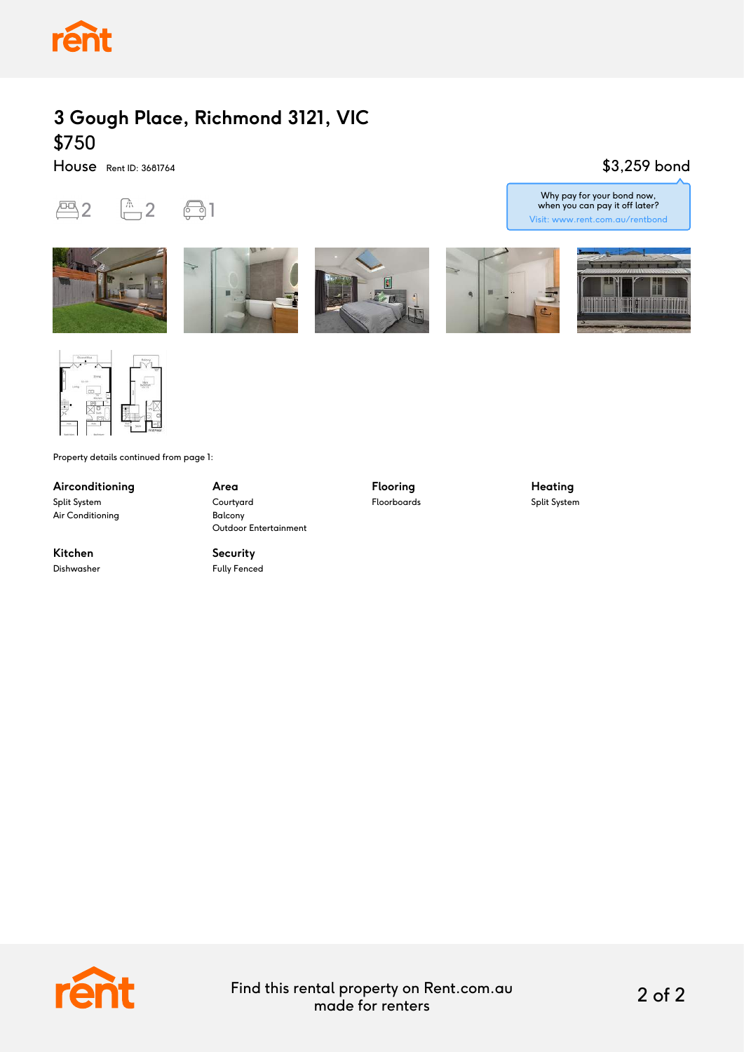# 3 Gough Place, Richmond 3121, VIC

## $750

House Rent ID: 3681764

$3,259 bond

Why pay for your bond now, when you can pay it off later?
Visit: www.rent.com.au/rentbond

2 2 1

Property details continued from page 1:

### Airconditioning

Split System
Air Conditioning

### Area

Courtyard
Balcony
Outdoor Entertainment

### Flooring

Floorboards

### Heating

Split System

### Kitchen

Dishwasher

### Security

Fully Fenced

Find this rental property on Rent.com.au made for renters